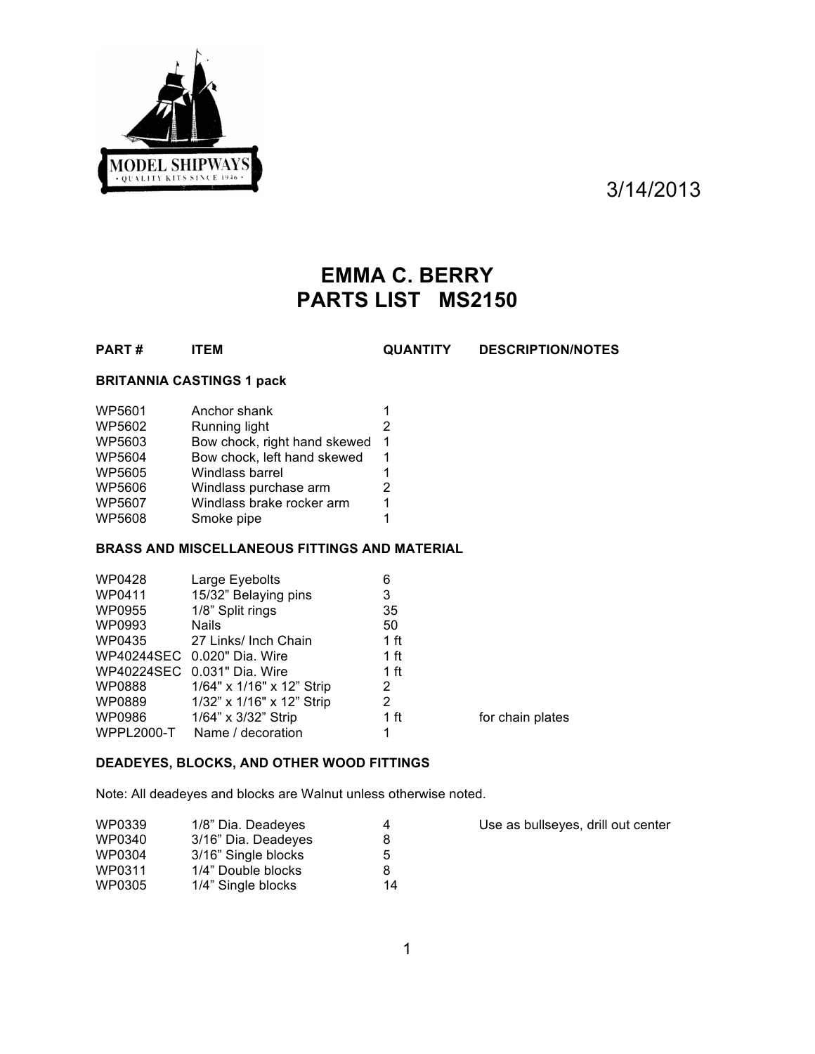MODEL SHIPWAYS
• QUALITY KITS SINCE 1946 •

3/14/2013

# EMMA C. BERRY
# PARTS LIST MS2150

| PART # | ITEM | QUANTITY | DESCRIPTION/NOTES |
|---|---|---|---|
| **BRITANNIA CASTINGS 1 pack** | | | |
| WP5601 | Anchor shank | 1 | |
| WP5602 | Running light | 2 | |
| WP5603 | Bow chock, right hand skewed | 1 | |
| WP5604 | Bow chock, left hand skewed | 1 | |
| WP5605 | Windlass barrel | 1 | |
| WP5606 | Windlass purchase arm | 2 | |
| WP5607 | Windlass brake rocker arm | 1 | |
| WP5608 | Smoke pipe | 1 | |
| **BRASS AND MISCELLANEOUS FITTINGS AND MATERIAL** | | | |
| WP0428 | Large Eyebolts | 6 | |
| WP0411 | 15/32" Belaying pins | 3 | |
| WP0955 | 1/8" Split rings | 35 | |
| WP0993 | Nails | 50 | |
| WP0435 | 27 Links/ Inch Chain | 1 ft | |
| WP40244SEC | 0.020" Dia. Wire | 1 ft | |
| WP40224SEC | 0.031" Dia. Wire | 1 ft | |
| WP0888 | 1/64" x 1/16" x 12" Strip | 2 | |
| WP0889 | 1/32" x 1/16" x 12" Strip | 2 | |
| WP0986 | 1/64" x 3/32" Strip | 1 ft | for chain plates |
| WPPL2000-T | Name / decoration | 1 | |

**DEADEYES, BLOCKS, AND OTHER WOOD FITTINGS**

Note: All deadeyes and blocks are Walnut unless otherwise noted.

| PART # | ITEM | QUANTITY | DESCRIPTION/NOTES |
|---|---|---|---|
| WP0339 | 1/8" Dia. Deadeyes | 4 | Use as bullseyes, drill out center |
| WP0340 | 3/16" Dia. Deadeyes | 8 | |
| WP0304 | 3/16" Single blocks | 5 | |
| WP0311 | 1/4" Double blocks | 8 | |
| WP0305 | 1/4" Single blocks | 14 | |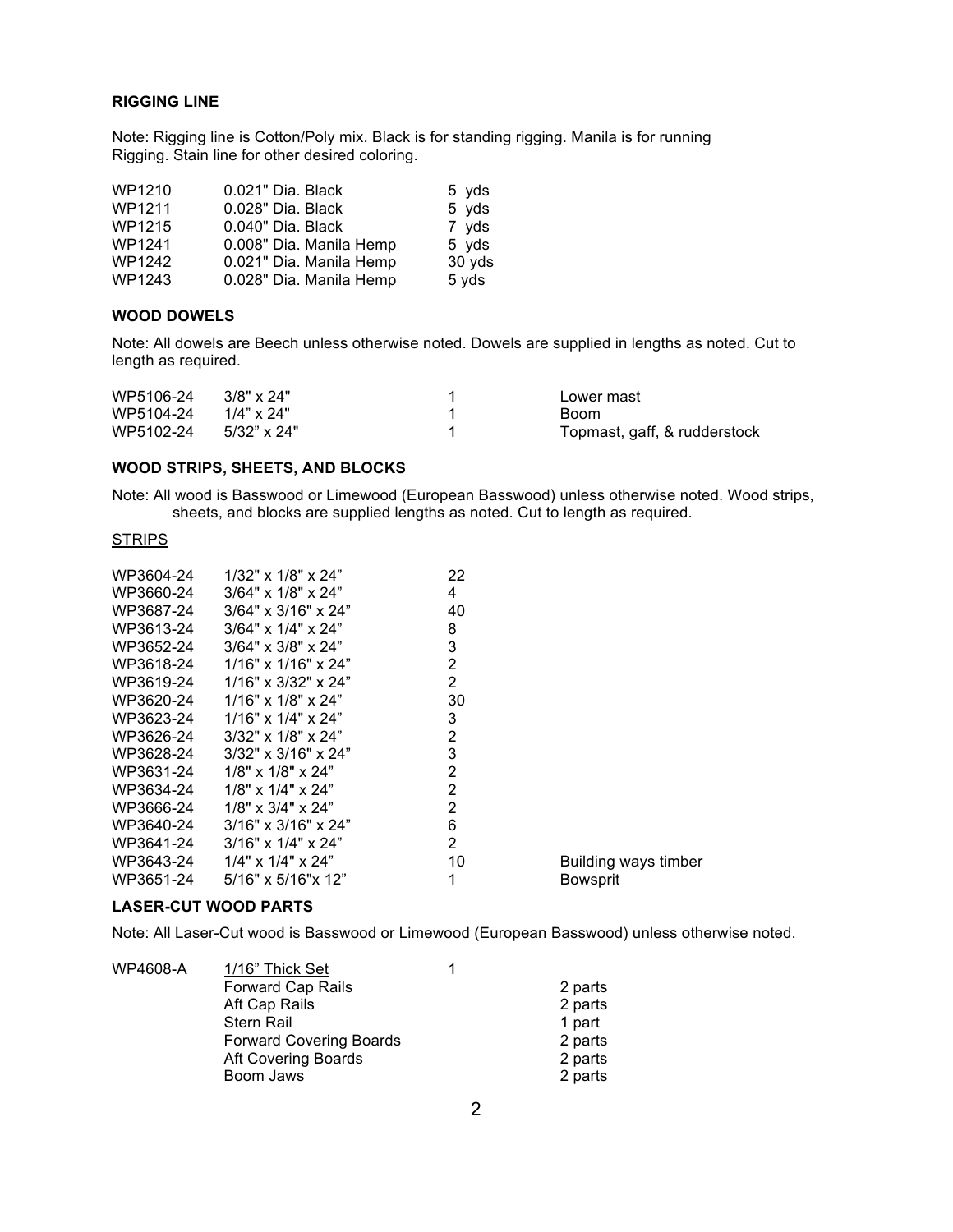### RIGGING LINE

Note: Rigging line is Cotton/Poly mix. Black is for standing rigging. Manila is for running Rigging. Stain line for other desired coloring.

| | | |
|---|---|---|
| WP1210 | 0.021" Dia. Black | 5 yds |
| WP1211 | 0.028" Dia. Black | 5 yds |
| WP1215 | 0.040" Dia. Black | 7 yds |
| WP1241 | 0.008" Dia. Manila Hemp | 5 yds |
| WP1242 | 0.021" Dia. Manila Hemp | 30 yds |
| WP1243 | 0.028" Dia. Manila Hemp | 5 yds |

### WOOD DOWELS

Note: All dowels are Beech unless otherwise noted. Dowels are supplied in lengths as noted. Cut to length as required.

| | | | |
|---|---|---|---|
| WP5106-24 | 3/8" x 24" | 1 | Lower mast |
| WP5104-24 | 1/4" x 24" | 1 | Boom |
| WP5102-24 | 5/32" x 24" | 1 | Topmast, gaff, & rudderstock |

### WOOD STRIPS, SHEETS, AND BLOCKS

Note: All wood is Basswood or Limewood (European Basswood) unless otherwise noted. Wood strips, sheets, and blocks are supplied lengths as noted. Cut to length as required.

<u>STRIPS</u>

| | | | |
|---|---|---|---|
| WP3604-24 | 1/32" x 1/8" x 24" | 22 | |
| WP3660-24 | 3/64" x 1/8" x 24" | 4 | |
| WP3687-24 | 3/64" x 3/16" x 24" | 40 | |
| WP3613-24 | 3/64" x 1/4" x 24" | 8 | |
| WP3652-24 | 3/64" x 3/8" x 24" | 3 | |
| WP3618-24 | 1/16" x 1/16" x 24" | 2 | |
| WP3619-24 | 1/16" x 3/32" x 24" | 2 | |
| WP3620-24 | 1/16" x 1/8" x 24" | 30 | |
| WP3623-24 | 1/16" x 1/4" x 24" | 3 | |
| WP3626-24 | 3/32" x 1/8" x 24" | 2 | |
| WP3628-24 | 3/32" x 3/16" x 24" | 3 | |
| WP3631-24 | 1/8" x 1/8" x 24" | 2 | |
| WP3634-24 | 1/8" x 1/4" x 24" | 2 | |
| WP3666-24 | 1/8" x 3/4" x 24" | 2 | |
| WP3640-24 | 3/16" x 3/16" x 24" | 6 | |
| WP3641-24 | 3/16" x 1/4" x 24" | 2 | |
| WP3643-24 | 1/4" x 1/4" x 24" | 10 | Building ways timber |
| WP3651-24 | 5/16" x 5/16"x 12" | 1 | Bowsprit |

### LASER-CUT WOOD PARTS

Note: All Laser-Cut wood is Basswood or Limewood (European Basswood) unless otherwise noted.

| | | | |
|---|---|---|---|
| WP4608-A | <u>1/16" Thick Set</u> | 1 | |
| | Forward Cap Rails | | 2 parts |
| | Aft Cap Rails | | 2 parts |
| | Stern Rail | | 1 part |
| | Forward Covering Boards | | 2 parts |
| | Aft Covering Boards | | 2 parts |
| | Boom Jaws | | 2 parts |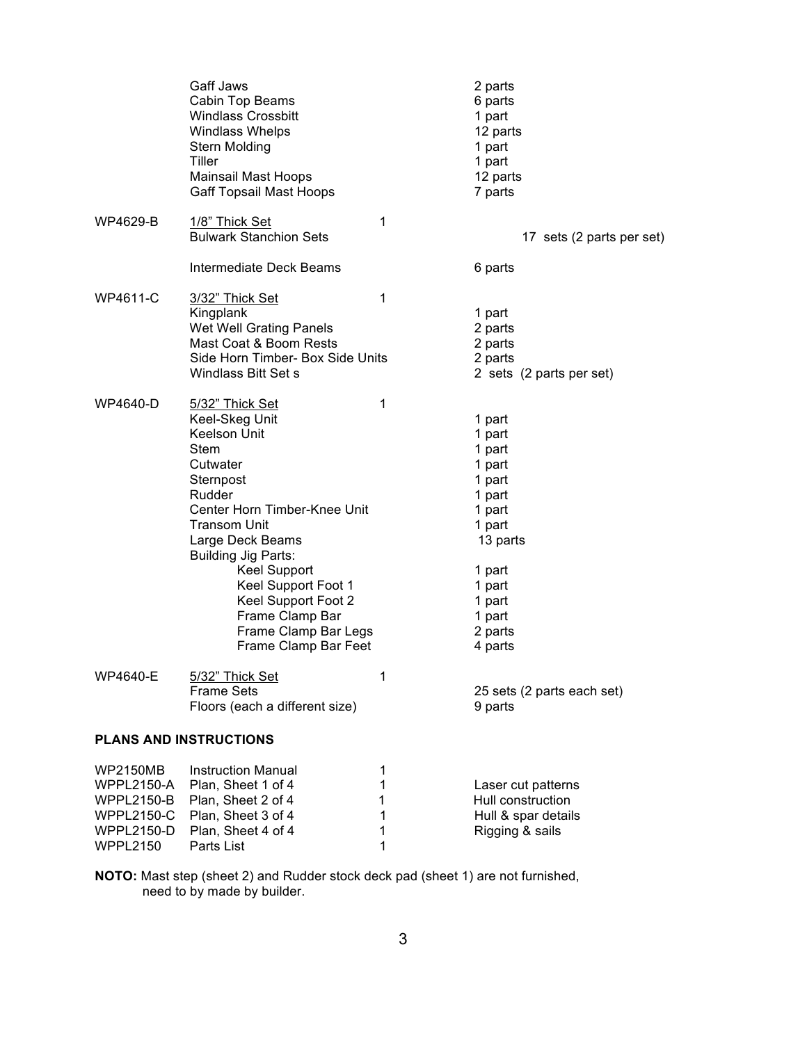| | | | |
|---|---|---|---|
| | Gaff Jaws | | 2 parts |
| | Cabin Top Beams | | 6 parts |
| | Windlass Crossbitt | | 1 part |
| | Windlass Whelps | | 12 parts |
| | Stern Molding | | 1 part |
| | Tiller | | 1 part |
| | Mainsail Mast Hoops | | 12 parts |
| | Gaff Topsail Mast Hoops | | 7 parts |
| WP4629-B | <u>1/8" Thick Set</u> | 1 | |
| | Bulwark Stanchion Sets | | 17 sets (2 parts per set) |
| | Intermediate Deck Beams | | 6 parts |
| WP4611-C | <u>3/32" Thick Set</u> | 1 | |
| | Kingplank | | 1 part |
| | Wet Well Grating Panels | | 2 parts |
| | Mast Coat & Boom Rests | | 2 parts |
| | Side Horn Timber- Box Side Units | | 2 parts |
| | Windlass Bitt Set s | | 2 sets (2 parts per set) |
| WP4640-D | <u>5/32" Thick Set</u> | 1 | |
| | Keel-Skeg Unit | | 1 part |
| | Keelson Unit | | 1 part |
| | Stem | | 1 part |
| | Cutwater | | 1 part |
| | Sternpost | | 1 part |
| | Rudder | | 1 part |
| | Center Horn Timber-Knee Unit | | 1 part |
| | Transom Unit | | 1 part |
| | Large Deck Beams | | 13 parts |
| | Building Jig Parts: | | |
| | Keel Support | | 1 part |
| | Keel Support Foot 1 | | 1 part |
| | Keel Support Foot 2 | | 1 part |
| | Frame Clamp Bar | | 1 part |
| | Frame Clamp Bar Legs | | 2 parts |
| | Frame Clamp Bar Feet | | 4 parts |
| WP4640-E | <u>5/32" Thick Set</u> | 1 | |
| | Frame Sets | | 25 sets (2 parts each set) |
| | Floors (each a different size) | | 9 parts |

**PLANS AND INSTRUCTIONS**

| | | | |
|---|---|---|---|
| WP2150MB | Instruction Manual | 1 | |
| WPPL2150-A | Plan, Sheet 1 of 4 | 1 | Laser cut patterns |
| WPPL2150-B | Plan, Sheet 2 of 4 | 1 | Hull construction |
| WPPL2150-C | Plan, Sheet 3 of 4 | 1 | Hull & spar details |
| WPPL2150-D | Plan, Sheet 4 of 4 | 1 | Rigging & sails |
| WPPL2150 | Parts List | 1 | |

**NOTO:** Mast step (sheet 2) and Rudder stock deck pad (sheet 1) are not furnished, need to by made by builder.